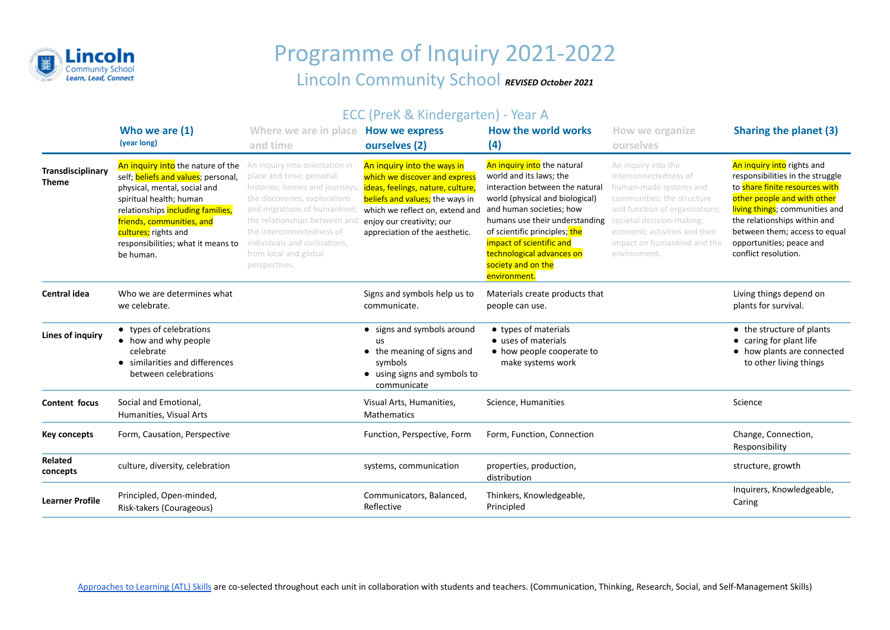# Programme of Inquiry 2021-2022

## Lincoln Community School *REVISED October 2021*

### ECC (PreK & Kindergarten) - Year A

| | Who we are (1) (year long) | Where we are in place and time | How we express ourselves (2) | How the world works (4) | How we organize ourselves | Sharing the planet (3) |
|---|---|---|---|---|---|---|
| **Transdisciplinary Theme** | An inquiry into the nature of the self; beliefs and values; personal, physical, mental, social and spiritual health; human relationships including families, friends, communities, and cultures; rights and responsibilities; what it means to be human. | An inquiry into orientation in place and time; personal histories; homes and journeys; the discoveries, explorations and migrations of humankind; the relationships between and the interconnectedness of individuals and civilisations, from local and global perspectives. | An inquiry into the ways in which we discover and express ideas, feelings, nature, culture, beliefs and values; the ways in which we reflect on, extend and enjoy our creativity; our appreciation of the aesthetic. | An inquiry into the natural world and its laws; the interaction between the natural world (physical and biological) and human societies; how humans use their understanding of scientific principles; the impact of scientific and technological advances on society and on the environment. | An inquiry into the interconnectedness of human-made systems and communities; the structure and function of organizations; societal decision-making; economic activities and their impact on humankind and the environment. | An inquiry into rights and responsibilities in the struggle to share finite resources with other people and with other living things; communities and the relationships within and between them; access to equal opportunities; peace and conflict resolution. |
| **Central idea** | Who we are determines what we celebrate. | | Signs and symbols help us to communicate. | Materials create products that people can use. | | Living things depend on plants for survival. |
| **Lines of inquiry** | • types of celebrations<br>• how and why people celebrate<br>• similarities and differences between celebrations | | • signs and symbols around us<br>• the meaning of signs and symbols<br>• using signs and symbols to communicate | • types of materials<br>• uses of materials<br>• how people cooperate to make systems work | | • the structure of plants<br>• caring for plant life<br>• how plants are connected to other living things |
| **Content focus** | Social and Emotional, Humanities, Visual Arts | | Visual Arts, Humanities, Mathematics | Science, Humanities | | Science |
| **Key concepts** | Form, Causation, Perspective | | Function, Perspective, Form | Form, Function, Connection | | Change, Connection, Responsibility |
| **Related concepts** | culture, diversity, celebration | | systems, communication | properties, production, distribution | | structure, growth |
| **Learner Profile** | Principled, Open-minded, Risk-takers (Courageous) | | Communicators, Balanced, Reflective | Thinkers, Knowledgeable, Principled | | Inquirers, Knowledgeable, Caring |

Approaches to Learning (ATL) Skills are co-selected throughout each unit in collaboration with students and teachers. (Communication, Thinking, Research, Social, and Self-Management Skills)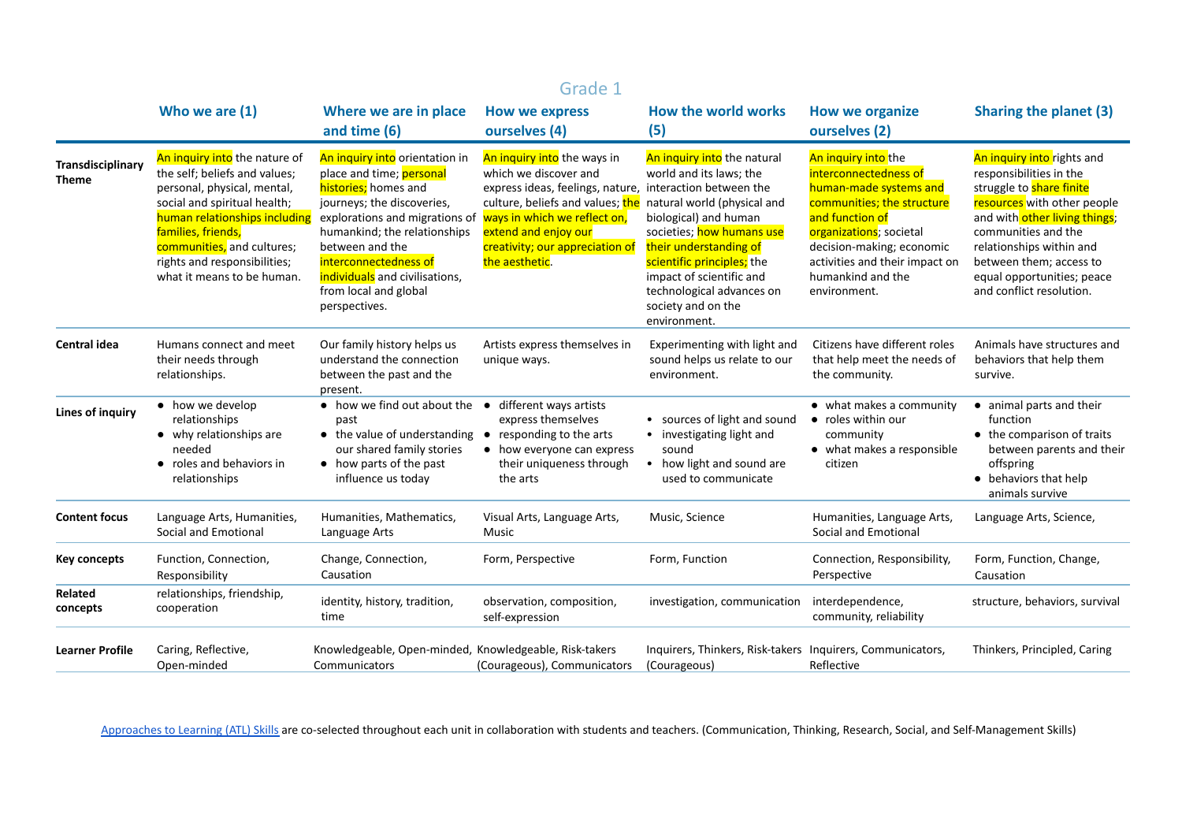## Grade 1

| | Who we are (1) | Where we are in place and time (6) | How we express ourselves (4) | How the world works (5) | How we organize ourselves (2) | Sharing the planet (3) |
|---|---|---|---|---|---|---|
| **Transdisciplinary Theme** | An inquiry into the nature of the self; beliefs and values; personal, physical, mental, social and spiritual health; human relationships including families, friends, communities, and cultures; rights and responsibilities; what it means to be human. | An inquiry into orientation in place and time; personal histories; homes and journeys; the discoveries, explorations and migrations of humankind; the relationships between and the interconnectedness of individuals and civilisations, from local and global perspectives. | An inquiry into the ways in which we discover and express ideas, feelings, nature, culture, beliefs and values; the ways in which we reflect on, extend and enjoy our creativity; our appreciation of the aesthetic. | An inquiry into the natural world and its laws; the interaction between the natural world (physical and biological) and human societies; how humans use their understanding of scientific principles; the impact of scientific and technological advances on society and on the environment. | An inquiry into the interconnectedness of human-made systems and communities; the structure and function of organizations; societal decision-making; economic activities and their impact on humankind and the environment. | An inquiry into rights and responsibilities in the struggle to share finite resources with other people and with other living things; communities and the relationships within and between them; access to equal opportunities; peace and conflict resolution. |
| **Central idea** | Humans connect and meet their needs through relationships. | Our family history helps us understand the connection between the past and the present. | Artists express themselves in unique ways. | Experimenting with light and sound helps us relate to our environment. | Citizens have different roles that help meet the needs of the community. | Animals have structures and behaviors that help them survive. |
| **Lines of inquiry** | • how we develop relationships<br>• why relationships are needed<br>• roles and behaviors in relationships | • how we find out about the past<br>• the value of understanding our shared family stories<br>• how parts of the past influence us today | • different ways artists express themselves<br>• responding to the arts<br>• how everyone can express their uniqueness through the arts | • sources of light and sound<br>• investigating light and sound<br>• how light and sound are used to communicate | • what makes a community<br>• roles within our community<br>• what makes a responsible citizen | • animal parts and their function<br>• the comparison of traits between parents and their offspring<br>• behaviors that help animals survive |
| **Content focus** | Language Arts, Humanities, Social and Emotional | Humanities, Mathematics, Language Arts | Visual Arts, Language Arts, Music | Music, Science | Humanities, Language Arts, Social and Emotional | Language Arts, Science, |
| **Key concepts** | Function, Connection, Responsibility | Change, Connection, Causation | Form, Perspective | Form, Function | Connection, Responsibility, Perspective | Form, Function, Change, Causation |
| **Related concepts** | relationships, friendship, cooperation | identity, history, tradition, time | observation, composition, self-expression | investigation, communication | interdependence, community, reliability | structure, behaviors, survival |
| **Learner Profile** | Caring, Reflective, Open-minded | Knowledgeable, Open-minded, Communicators | Knowledgeable, Risk-takers (Courageous), Communicators | Inquirers, Thinkers, Risk-takers (Courageous) | Inquirers, Communicators, Reflective | Thinkers, Principled, Caring |

Approaches to Learning (ATL) Skills are co-selected throughout each unit in collaboration with students and teachers. (Communication, Thinking, Research, Social, and Self-Management Skills)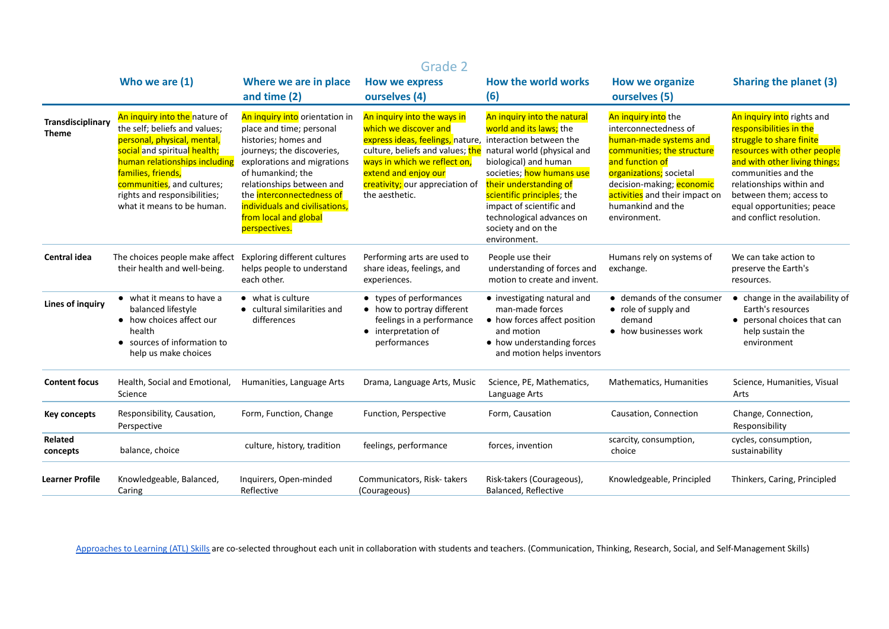# Grade 2

| | Who we are (1) | Where we are in place and time (2) | How we express ourselves (4) | How the world works (6) | How we organize ourselves (5) | Sharing the planet (3) |
|---|---|---|---|---|---|---|
| **Transdisciplinary Theme** | An inquiry into the nature of the self; beliefs and values; personal, physical, mental, social and spiritual health; human relationships including families, friends, communities, and cultures; rights and responsibilities; what it means to be human. | An inquiry into orientation in place and time; personal histories; homes and journeys; the discoveries, explorations and migrations of humankind; the relationships between and the interconnectedness of individuals and civilisations, from local and global perspectives. | An inquiry into the ways in which we discover and express ideas, feelings, nature, culture, beliefs and values; the ways in which we reflect on, extend and enjoy our creativity; our appreciation of the aesthetic. | An inquiry into the natural world and its laws; the interaction between the natural world (physical and biological) and human societies; how humans use their understanding of scientific principles; the impact of scientific and technological advances on society and on the environment. | An inquiry into the interconnectedness of human-made systems and communities; the structure and function of organizations; societal decision-making; economic activities and their impact on humankind and the environment. | An inquiry into rights and responsibilities in the struggle to share finite resources with other people and with other living things; communities and the relationships within and between them; access to equal opportunities; peace and conflict resolution. |
| **Central idea** | The choices people make affect their health and well-being. | Exploring different cultures helps people to understand each other. | Performing arts are used to share ideas, feelings, and experiences. | People use their understanding of forces and motion to create and invent. | Humans rely on systems of exchange. | We can take action to preserve the Earth's resources. |
| **Lines of inquiry** | • what it means to have a balanced lifestyle<br>• how choices affect our health<br>• sources of information to help us make choices | • what is culture<br>• cultural similarities and differences | • types of performances<br>• how to portray different feelings in a performance<br>• interpretation of performances | • investigating natural and man-made forces<br>• how forces affect position and motion<br>• how understanding forces and motion helps inventors | • demands of the consumer<br>• role of supply and demand<br>• how businesses work | • change in the availability of Earth's resources<br>• personal choices that can help sustain the environment |
| **Content focus** | Health, Social and Emotional, Science | Humanities, Language Arts | Drama, Language Arts, Music | Science, PE, Mathematics, Language Arts | Mathematics, Humanities | Science, Humanities, Visual Arts |
| **Key concepts** | Responsibility, Causation, Perspective | Form, Function, Change | Function, Perspective | Form, Causation | Causation, Connection | Change, Connection, Responsibility |
| **Related concepts** | balance, choice | culture, history, tradition | feelings, performance | forces, invention | scarcity, consumption, choice | cycles, consumption, sustainability |
| **Learner Profile** | Knowledgeable, Balanced, Caring | Inquirers, Open-minded Reflective | Communicators, Risk- takers (Courageous) | Risk-takers (Courageous), Balanced, Reflective | Knowledgeable, Principled | Thinkers, Caring, Principled |

[Approaches to Learning (ATL) Skills] are co-selected throughout each unit in collaboration with students and teachers. (Communication, Thinking, Research, Social, and Self-Management Skills)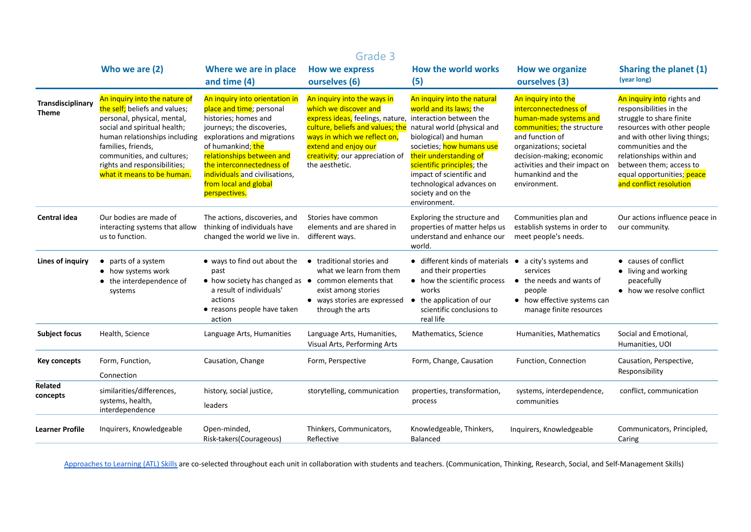# Grade 3

| | Who we are (2) | Where we are in place and time (4) | How we express ourselves (6) | How the world works (5) | How we organize ourselves (3) | Sharing the planet (1) (year long) |
|---|---|---|---|---|---|---|
| **Transdisciplinary Theme** | An inquiry into the nature of the self; beliefs and values; personal, physical, mental, social and spiritual health; human relationships including families, friends, communities, and cultures; rights and responsibilities; what it means to be human. | An inquiry into orientation in place and time; personal histories; homes and journeys; the discoveries, explorations and migrations of humankind; the relationships between and the interconnectedness of individuals and civilisations, from local and global perspectives. | An inquiry into the ways in which we discover and express ideas, feelings, nature, culture, beliefs and values; the ways in which we reflect on, extend and enjoy our creativity; our appreciation of the aesthetic. | An inquiry into the natural world and its laws; the interaction between the natural world (physical and biological) and human societies; how humans use their understanding of scientific principles; the impact of scientific and technological advances on society and on the environment. | An inquiry into the interconnectedness of human-made systems and communities; the structure and function of organizations; societal decision-making; economic activities and their impact on humankind and the environment. | An inquiry into rights and responsibilities in the struggle to share finite resources with other people and with other living things; communities and the relationships within and between them; access to equal opportunities; peace and conflict resolution |
| **Central idea** | Our bodies are made of interacting systems that allow us to function. | The actions, discoveries, and thinking of individuals have changed the world we live in. | Stories have common elements and are shared in different ways. | Exploring the structure and properties of matter helps us understand and enhance our world. | Communities plan and establish systems in order to meet people's needs. | Our actions influence peace in our community. |
| **Lines of inquiry** | • parts of a system<br>• how systems work<br>• the interdependence of systems | • ways to find out about the past<br>• how society has changed as a result of individuals' actions<br>• reasons people have taken action | • traditional stories and what we learn from them<br>• common elements that exist among stories<br>• ways stories are expressed through the arts | • different kinds of materials and their properties<br>• how the scientific process works<br>• the application of our scientific conclusions to real life | • a city's systems and services<br>• the needs and wants of people<br>• how effective systems can manage finite resources | • causes of conflict<br>• living and working peacefully<br>• how we resolve conflict |
| **Subject focus** | Health, Science | Language Arts, Humanities | Language Arts, Humanities, Visual Arts, Performing Arts | Mathematics, Science | Humanities, Mathematics | Social and Emotional, Humanities, UOI |
| **Key concepts** | Form, Function, Connection | Causation, Change | Form, Perspective | Form, Change, Causation | Function, Connection | Causation, Perspective, Responsibility |
| **Related concepts** | similarities/differences, systems, health, interdependence | history, social justice, leaders | storytelling, communication | properties, transformation, process | systems, interdependence, communities | conflict, communication |
| **Learner Profile** | Inquirers, Knowledgeable | Open-minded, Risk-takers(Courageous) | Thinkers, Communicators, Reflective | Knowledgeable, Thinkers, Balanced | Inquirers, Knowledgeable | Communicators, Principled, Caring |

Approaches to Learning (ATL) Skills are co-selected throughout each unit in collaboration with students and teachers. (Communication, Thinking, Research, Social, and Self-Management Skills)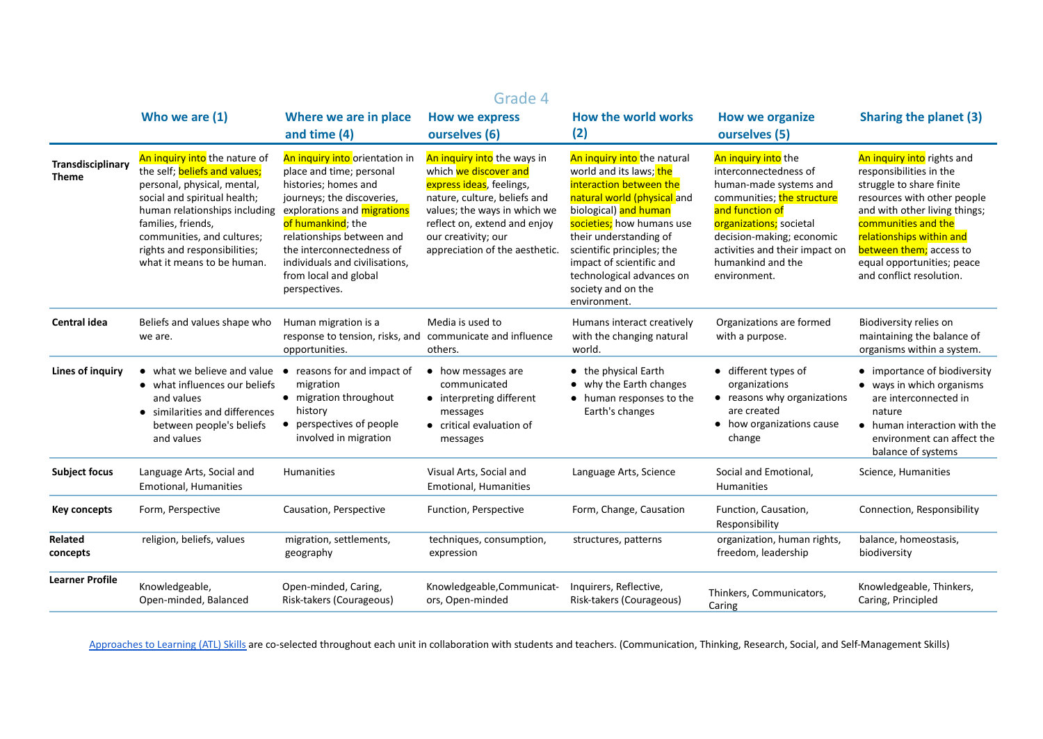## Grade 4

| | Who we are (1) | Where we are in place and time (4) | How we express ourselves (6) | How the world works (2) | How we organize ourselves (5) | Sharing the planet (3) |
|---|---|---|---|---|---|---|
| **Transdisciplinary Theme** | An inquiry into the nature of the self; beliefs and values; personal, physical, mental, social and spiritual health; human relationships including families, friends, communities, and cultures; rights and responsibilities; what it means to be human. | An inquiry into orientation in place and time; personal histories; homes and journeys; the discoveries, explorations and migrations of humankind; the relationships between and the interconnectedness of individuals and civilisations, from local and global perspectives. | An inquiry into the ways in which we discover and express ideas, feelings, nature, culture, beliefs and values; the ways in which we reflect on, extend and enjoy our creativity; our appreciation of the aesthetic. | An inquiry into the natural world and its laws; the interaction between the natural world (physical and biological) and human societies; how humans use their understanding of scientific principles; the impact of scientific and technological advances on society and on the environment. | An inquiry into the interconnectedness of human-made systems and communities; the structure and function of organizations; societal decision-making; economic activities and their impact on humankind and the environment. | An inquiry into rights and responsibilities in the struggle to share finite resources with other people and with other living things; communities and the relationships within and between them; access to equal opportunities; peace and conflict resolution. |
| **Central idea** | Beliefs and values shape who we are. | Human migration is a response to tension, risks, and opportunities. | Media is used to communicate and influence others. | Humans interact creatively with the changing natural world. | Organizations are formed with a purpose. | Biodiversity relies on maintaining the balance of organisms within a system. |
| **Lines of inquiry** | • what we believe and value<br>• what influences our beliefs and values<br>• similarities and differences between people's beliefs and values | • reasons for and impact of migration<br>• migration throughout history<br>• perspectives of people involved in migration | • how messages are communicated<br>• interpreting different messages<br>• critical evaluation of messages | • the physical Earth<br>• why the Earth changes<br>• human responses to the Earth's changes | • different types of organizations<br>• reasons why organizations are created<br>• how organizations cause change | • importance of biodiversity<br>• ways in which organisms are interconnected in nature<br>• human interaction with the environment can affect the balance of systems |
| **Subject focus** | Language Arts, Social and Emotional, Humanities | Humanities | Visual Arts, Social and Emotional, Humanities | Language Arts, Science | Social and Emotional, Humanities | Science, Humanities |
| **Key concepts** | Form, Perspective | Causation, Perspective | Function, Perspective | Form, Change, Causation | Function, Causation, Responsibility | Connection, Responsibility |
| **Related concepts** | religion, beliefs, values | migration, settlements, geography | techniques, consumption, expression | structures, patterns | organization, human rights, freedom, leadership | balance, homeostasis, biodiversity |
| **Learner Profile** | Knowledgeable, Open-minded, Balanced | Open-minded, Caring, Risk-takers (Courageous) | Knowledgeable,Communicators, Open-minded | Inquirers, Reflective, Risk-takers (Courageous) | Thinkers, Communicators, Caring | Knowledgeable, Thinkers, Caring, Principled |

Approaches to Learning (ATL) Skills are co-selected throughout each unit in collaboration with students and teachers. (Communication, Thinking, Research, Social, and Self-Management Skills)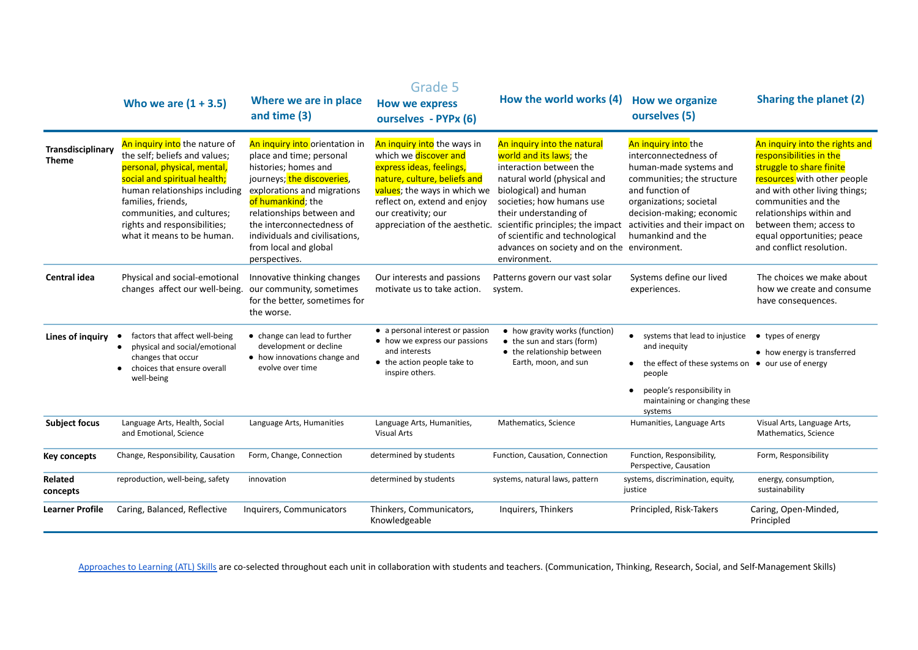# Grade 5

| | Who we are (1 + 3.5) | Where we are in place and time (3) | How we express ourselves - PYPx (6) | How the world works (4) | How we organize ourselves (5) | Sharing the planet (2) |
|---|---|---|---|---|---|---|
| **Transdisciplinary Theme** | An inquiry into the nature of the self; beliefs and values; personal, physical, mental, social and spiritual health; human relationships including families, friends, communities, and cultures; rights and responsibilities; what it means to be human. | An inquiry into orientation in place and time; personal histories; homes and journeys; the discoveries, explorations and migrations of humankind; the relationships between and the interconnectedness of individuals and civilisations, from local and global perspectives. | An inquiry into the ways in which we discover and express ideas, feelings, nature, culture, beliefs and values; the ways in which we reflect on, extend and enjoy our creativity; our appreciation of the aesthetic. | An inquiry into the natural world and its laws; the interaction between the natural world (physical and biological) and human societies; how humans use their understanding of scientific principles; the impact of scientific and technological advances on society and on the environment. | An inquiry into the interconnectedness of human-made systems and communities; the structure and function of organizations; societal decision-making; economic activities and their impact on humankind and the environment. | An inquiry into the rights and responsibilities in the struggle to share finite resources with other people and with other living things; communities and the relationships within and between them; access to equal opportunities; peace and conflict resolution. |
| **Central idea** | Physical and social-emotional changes affect our well-being. | Innovative thinking changes our community, sometimes for the better, sometimes for the worse. | Our interests and passions motivate us to take action. | Patterns govern our vast solar system. | Systems define our lived experiences. | The choices we make about how we create and consume have consequences. |
| **Lines of inquiry** | • factors that affect well-being<br>• physical and social/emotional changes that occur<br>• choices that ensure overall well-being | • change can lead to further development or decline<br>• how innovations change and evolve over time | • a personal interest or passion<br>• how we express our passions and interests<br>• the action people take to inspire others. | • how gravity works (function)<br>• the sun and stars (form)<br>• the relationship between Earth, moon, and sun | • systems that lead to injustice and inequity<br>• the effect of these systems on people<br>• people's responsibility in maintaining or changing these systems | • types of energy<br>• how energy is transferred<br>• our use of energy |
| **Subject focus** | Language Arts, Health, Social and Emotional, Science | Language Arts, Humanities | Language Arts, Humanities, Visual Arts | Mathematics, Science | Humanities, Language Arts | Visual Arts, Language Arts, Mathematics, Science |
| **Key concepts** | Change, Responsibility, Causation | Form, Change, Connection | determined by students | Function, Causation, Connection | Function, Responsibility, Perspective, Causation | Form, Responsibility |
| **Related concepts** | reproduction, well-being, safety | innovation | determined by students | systems, natural laws, pattern | systems, discrimination, equity, justice | energy, consumption, sustainability |
| **Learner Profile** | Caring, Balanced, Reflective | Inquirers, Communicators | Thinkers, Communicators, Knowledgeable | Inquirers, Thinkers | Principled, Risk-Takers | Caring, Open-Minded, Principled |

Approaches to Learning (ATL) Skills are co-selected throughout each unit in collaboration with students and teachers. (Communication, Thinking, Research, Social, and Self-Management Skills)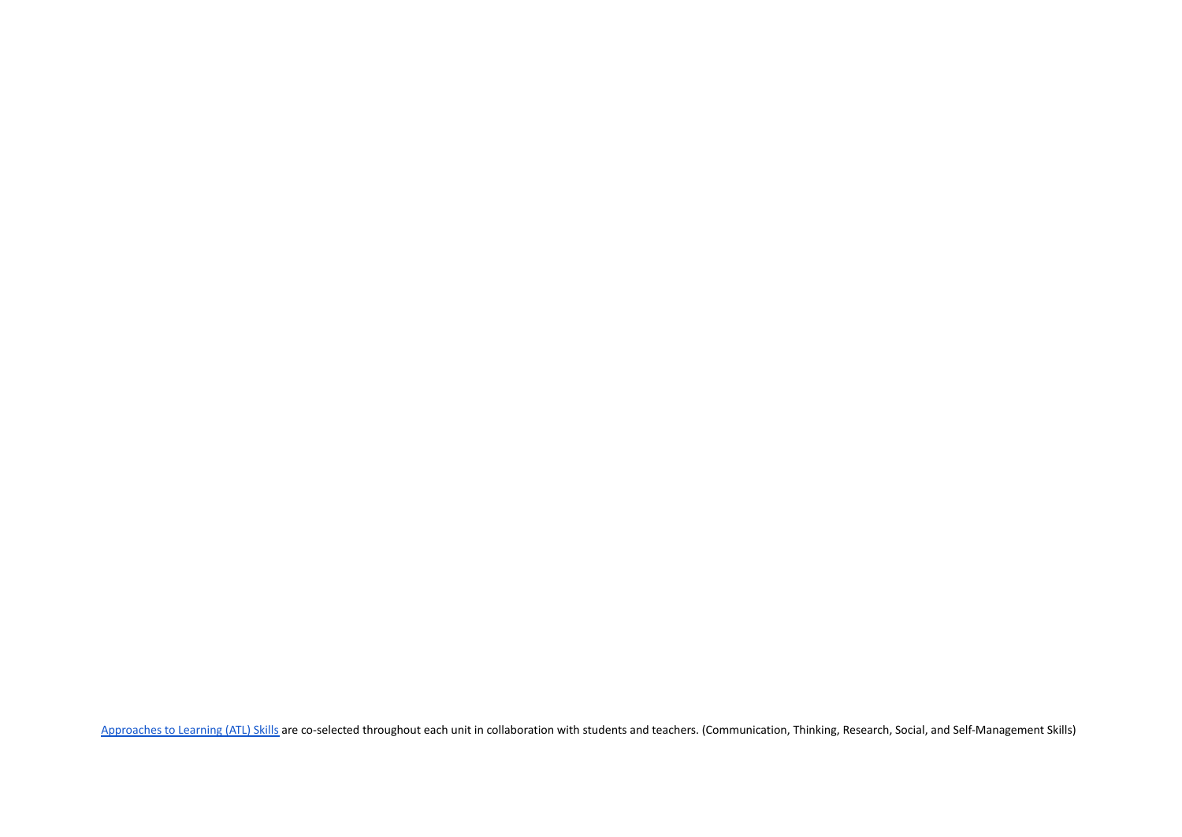[Approaches to Learning (ATL) Skills] are co-selected throughout each unit in collaboration with students and teachers. (Communication, Thinking, Research, Social, and Self-Management Skills)